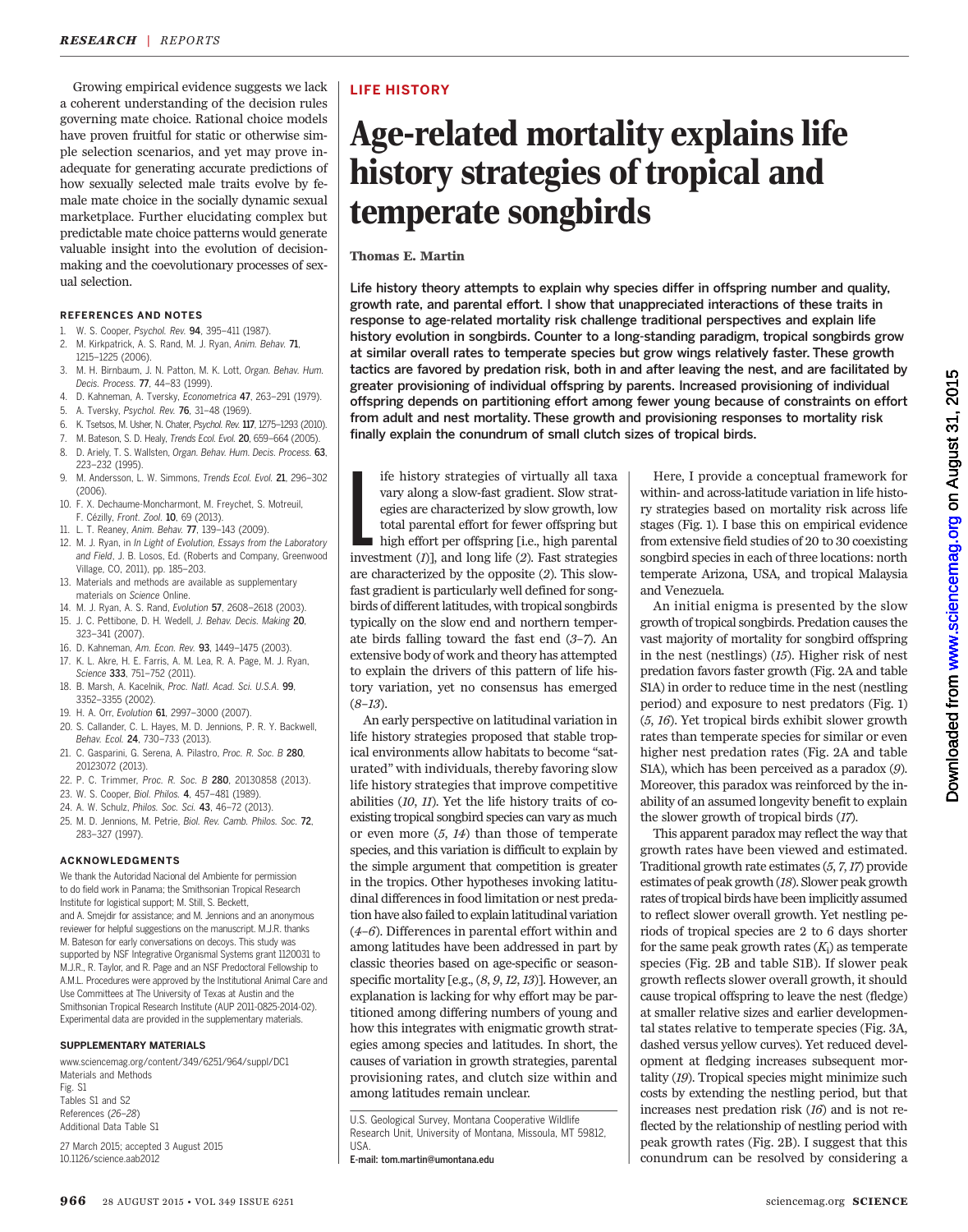Growing empirical evidence suggests we lack a coherent understanding of the decision rules governing mate choice. Rational choice models have proven fruitful for static or otherwise simple selection scenarios, and yet may prove inadequate for generating accurate predictions of how sexually selected male traits evolve by female mate choice in the socially dynamic sexual marketplace. Further elucidating complex but predictable mate choice patterns would generate valuable insight into the evolution of decision-making and the coevolutionary processes of sexual selection.

### REFERENCES AND NOTES

1. W. S. Cooper, *Psychol. Rev.* **94**, 395–411 (1987).
2. M. Kirkpatrick, A. S. Rand, M. J. Ryan, *Anim. Behav.* **71**, 1215–1225 (2006).
3. M. H. Birnbaum, J. N. Patton, M. K. Lott, *Organ. Behav. Hum. Decis. Process.* **77**, 44–83 (1999).
4. D. Kahneman, A. Tversky, *Econometrica* **47**, 263–291 (1979).
5. A. Tversky, *Psychol. Rev.* **76**, 31–48 (1969).
6. K. Tsetsos, M. Usher, N. Chater, *Psychol. Rev.* **117**, 1275–1293 (2010).
7. M. Bateson, S. D. Healy, *Trends Ecol. Evol.* **20**, 659–664 (2005).
8. D. Ariely, T. S. Wallsten, *Organ. Behav. Hum. Decis. Process.* **63**, 223–232 (1995).
9. M. Andersson, L. W. Simmons, *Trends Ecol. Evol.* **21**, 296–302 (2006).
10. F. X. Dechaume-Moncharmont, M. Freychet, S. Motreuil, F. Cézilly, *Front. Zool.* **10**, 69 (2013).
11. L. T. Reaney, *Anim. Behav.* **77**, 139–143 (2009).
12. M. J. Ryan, in *In Light of Evolution, Essays from the Laboratory and Field*, J. B. Losos, Ed. (Roberts and Company, Greenwood Village, CO, 2011), pp. 185–203.
13. Materials and methods are available as supplementary materials on *Science* Online.
14. M. J. Ryan, A. S. Rand, *Evolution* **57**, 2608–2618 (2003).
15. J. C. Pettibone, D. H. Wedell, *J. Behav. Decis. Making* **20**, 323–341 (2007).
16. D. Kahneman, *Am. Econ. Rev.* **93**, 1449–1475 (2003).
17. K. L. Akre, H. E. Farris, A. M. Lea, R. A. Page, M. J. Ryan, *Science* **333**, 751–752 (2011).
18. B. Marsh, A. Kacelnik, *Proc. Natl. Acad. Sci. U.S.A.* **99**, 3352–3355 (2002).
19. H. A. Orr, *Evolution* **61**, 2997–3000 (2007).
20. S. Callander, C. L. Hayes, M. D. Jennions, P. R. Y. Backwell, *Behav. Ecol.* **24**, 730–733 (2013).
21. C. Gasparini, G. Serena, A. Pilastro, *Proc. R. Soc. B* **280**, 20123072 (2013).
22. P. C. Trimmer, *Proc. R. Soc. B* **280**, 20130858 (2013).
23. W. S. Cooper, *Biol. Philos.* **4**, 457–481 (1989).
24. A. W. Schulz, *Philos. Soc. Sci.* **43**, 46–72 (2013).
25. M. D. Jennions, M. Petrie, *Biol. Rev. Camb. Philos. Soc.* **72**, 283–327 (1997).

### ACKNOWLEDGMENTS

We thank the Autoridad Nacional del Ambiente for permission to do field work in Panama; the Smithsonian Tropical Research Institute for logistical support; M. Still, S. Beckett, and A. Smejdir for assistance; and M. Jennions and an anonymous reviewer for helpful suggestions on the manuscript. M.J.R. thanks M. Bateson for early conversations on decoys. This study was supported by NSF Integrative Organismal Systems grant 1120031 to M.J.R., R. Taylor, and R. Page and an NSF Predoctoral Fellowship to A.M.L. Procedures were approved by the Institutional Animal Care and Use Committees at The University of Texas at Austin and the Smithsonian Tropical Research Institute (AUP 2011-0825-2014-02). Experimental data are provided in the supplementary materials.

### SUPPLEMENTARY MATERIALS

www.sciencemag.org/content/349/6251/964/suppl/DC1
Materials and Methods
Fig. S1
Tables S1 and S2
References (*26*–*28*)
Additional Data Table S1

27 March 2015; accepted 3 August 2015
10.1126/science.aab2012

**LIFE HISTORY**

# Age-related mortality explains life history strategies of tropical and temperate songbirds

**Thomas E. Martin**

**Life history theory attempts to explain why species differ in offspring number and quality, growth rate, and parental effort. I show that unappreciated interactions of these traits in response to age-related mortality risk challenge traditional perspectives and explain life history evolution in songbirds. Counter to a long-standing paradigm, tropical songbirds grow at similar overall rates to temperate species but grow wings relatively faster. These growth tactics are favored by predation risk, both in and after leaving the nest, and are facilitated by greater provisioning of individual offspring by parents. Increased provisioning of individual offspring depends on partitioning effort among fewer young because of constraints on effort from adult and nest mortality. These growth and provisioning responses to mortality risk finally explain the conundrum of small clutch sizes of tropical birds.**

Life history strategies of virtually all taxa vary along a slow-fast gradient. Slow strategies are characterized by slow growth, low total parental effort for fewer offspring but high effort per offspring [i.e., high parental investment (*1*)], and long life (*2*). Fast strategies are characterized by the opposite (*2*). This slow-fast gradient is particularly well defined for songbirds of different latitudes, with tropical songbirds typically on the slow end and northern temperate birds falling toward the fast end (*3*–*7*). An extensive body of work and theory has attempted to explain the drivers of this pattern of life history variation, yet no consensus has emerged (*8*–*13*).

An early perspective on latitudinal variation in life history strategies proposed that stable tropical environments allow habitats to become "saturated" with individuals, thereby favoring slow life history strategies that improve competitive abilities (*10*, *11*). Yet the life history traits of coexisting tropical songbird species can vary as much or even more (*5*, *14*) than those of temperate species, and this variation is difficult to explain by the simple argument that competition is greater in the tropics. Other hypotheses invoking latitudinal differences in food limitation or nest predation have also failed to explain latitudinal variation (*4*–*6*). Differences in parental effort within and among latitudes have been addressed in part by classic theories based on age-specific or season-specific mortality [e.g., (*8*, *9*, *12*, *13*)]. However, an explanation is lacking for why effort may be partitioned among differing numbers of young and how this integrates with enigmatic growth strategies among species and latitudes. In short, the causes of variation in growth strategies, parental provisioning rates, and clutch size within and among latitudes remain unclear.

U.S. Geological Survey, Montana Cooperative Wildlife Research Unit, University of Montana, Missoula, MT 59812, USA.
**E-mail: tom.martin@umontana.edu**

Here, I provide a conceptual framework for within- and across-latitude variation in life history strategies based on mortality risk across life stages (Fig. 1). I base this on empirical evidence from extensive field studies of 20 to 30 coexisting songbird species in each of three locations: north temperate Arizona, USA, and tropical Malaysia and Venezuela.

An initial enigma is presented by the slow growth of tropical songbirds. Predation causes the vast majority of mortality for songbird offspring in the nest (nestlings) (*15*). Higher risk of nest predation favors faster growth (Fig. 2A and table S1A) in order to reduce time in the nest (nestling period) and exposure to nest predators (Fig. 1) (*5*, *16*). Yet tropical birds exhibit slower growth rates than temperate species for similar or even higher nest predation rates (Fig. 2A and table S1A), which has been perceived as a paradox (*9*). Moreover, this paradox was reinforced by the inability of an assumed longevity benefit to explain the slower growth of tropical birds (*17*).

This apparent paradox may reflect the way that growth rates have been viewed and estimated. Traditional growth rate estimates (*5*, *7*, *17*) provide estimates of peak growth (*18*). Slower peak growth rates of tropical birds have been implicitly assumed to reflect slower overall growth. Yet nestling periods of tropical species are 2 to 6 days shorter for the same peak growth rates ($K_i$) as temperate species (Fig. 2B and table S1B). If slower peak growth reflects slower overall growth, it should cause tropical offspring to leave the nest (fledge) at smaller relative sizes and earlier developmental states relative to temperate species (Fig. 3A, dashed versus yellow curves). Yet reduced development at fledging increases subsequent mortality (*19*). Tropical species might minimize such costs by extending the nestling period, but that increases nest predation risk (*16*) and is not reflected by the relationship of nestling period with peak growth rates (Fig. 2B). I suggest that this conundrum can be resolved by considering a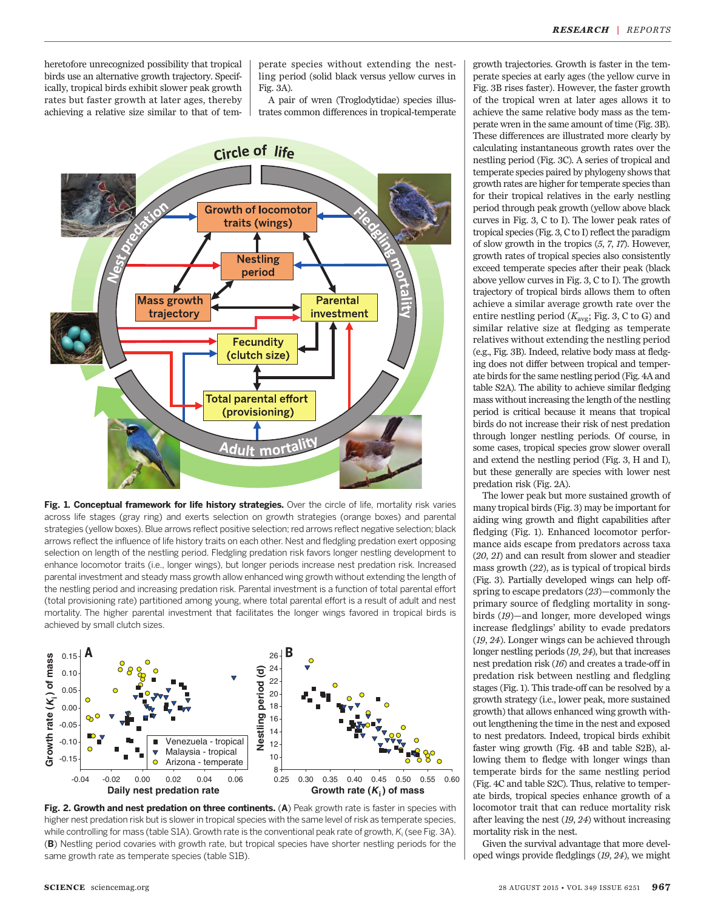heretofore unrecognized possibility that tropical birds use an alternative growth trajectory. Specifically, tropical birds exhibit slower peak growth rates but faster growth at later ages, thereby achieving a relative size similar to that of temperate species without extending the nestling period (solid black versus yellow curves in Fig. 3A).

A pair of wren (Troglodytidae) species illustrates common differences in tropical-temperate growth trajectories. Growth is faster in the temperate species at early ages (the yellow curve in Fig. 3B rises faster). However, the faster growth of the tropical wren at later ages allows it to achieve the same relative body mass as the temperate wren in the same amount of time (Fig. 3B). These differences are illustrated more clearly by calculating instantaneous growth rates over the nestling period (Fig. 3C). A series of tropical and temperate species paired by phylogeny shows that growth rates are higher for temperate species than for their tropical relatives in the early nestling period through peak growth (yellow above black curves in Fig. 3, C to I). The lower peak rates of tropical species (Fig. 3, C to I) reflect the paradigm of slow growth in the tropics (*5*, *7*, *17*). However, growth rates of tropical species also consistently exceed temperate species after their peak (black above yellow curves in Fig. 3, C to I). The growth trajectory of tropical birds allows them to often achieve a similar average growth rate over the entire nestling period ($K_{avg}$; Fig. 3, C to G) and similar relative size at fledging as temperate relatives without extending the nestling period (e.g., Fig. 3B). Indeed, relative body mass at fledging does not differ between tropical and temperate birds for the same nestling period (Fig. 4A and table S2A). The ability to achieve similar fledging mass without increasing the length of the nestling period is critical because it means that tropical birds do not increase their risk of nest predation through longer nestling periods. Of course, in some cases, tropical species grow slower overall and extend the nestling period (Fig. 3, H and I), but these generally are species with lower nest predation risk (Fig. 2A).

The lower peak but more sustained growth of many tropical birds (Fig. 3) may be important for aiding wing growth and flight capabilities after fledging (Fig. 1). Enhanced locomotor performance aids escape from predators across taxa (*20*, *21*) and can result from slower and steadier mass growth (*22*), as is typical of tropical birds (Fig. 3). Partially developed wings can help offspring to escape predators (*23*)—commonly the primary source of fledgling mortality in songbirds (*19*)—and longer, more developed wings increase fledglings' ability to evade predators (*19*, *24*). Longer wings can be achieved through longer nestling periods (*19*, *24*), but that increases nest predation risk (*16*) and creates a trade-off in predation risk between nestling and fledgling stages (Fig. 1). This trade-off can be resolved by a growth strategy (i.e., lower peak, more sustained growth) that allows enhanced wing growth without lengthening the time in the nest and exposed to nest predators. Indeed, tropical birds exhibit faster wing growth (Fig. 4B and table S2B), allowing them to fledge with longer wings than temperate birds for the same nestling period (Fig. 4C and table S2C). Thus, relative to temperate birds, tropical species enhance growth of a locomotor trait that can reduce mortality risk after leaving the nest (*19*, *24*) without increasing mortality risk in the nest.

Given the survival advantage that more developed wings provide fledglings (*19*, *24*), we might

**Fig. 1. Conceptual framework for life history strategies.** Over the circle of life, mortality risk varies across life stages (gray ring) and exerts selection on growth strategies (orange boxes) and parental strategies (yellow boxes). Blue arrows reflect positive selection; red arrows reflect negative selection; black arrows reflect the influence of life history traits on each other. Nest and fledgling predation exert opposing selection on length of the nestling period. Fledgling predation risk favors longer nestling development to enhance locomotor traits (i.e., longer wings), but longer periods increase nest predation risk. Increased parental investment and steady mass growth allow enhanced wing growth without extending the length of the nestling period and increasing predation risk. Parental investment is a function of total parental effort (total provisioning rate) partitioned among young, where total parental effort is a result of adult and nest mortality. The higher parental investment that facilitates the longer wings favored in tropical birds is achieved by small clutch sizes.

**Fig. 2. Growth and nest predation on three continents.** (**A**) Peak growth rate is faster in species with higher nest predation risk but is slower in tropical species with the same level of risk as temperate species, while controlling for mass (table S1A). Growth rate is the conventional peak rate of growth, $K_i$ (see Fig. 3A). (**B**) Nestling period covaries with growth rate, but tropical species have shorter nestling periods for the same growth rate as temperate species (table S1B).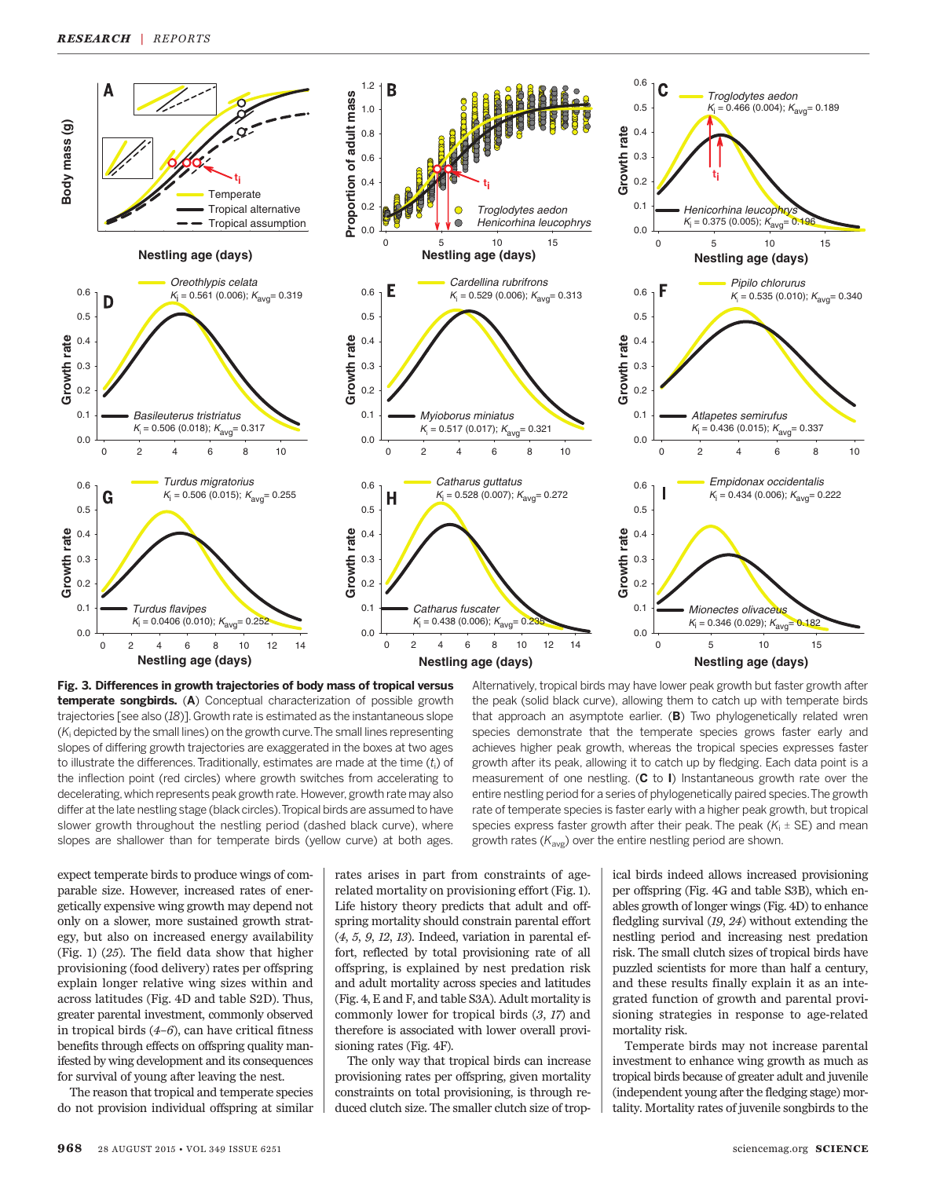**Fig. 3. Differences in growth trajectories of body mass of tropical versus temperate songbirds.** (**A**) Conceptual characterization of possible growth trajectories [see also (*18*)]. Growth rate is estimated as the instantaneous slope ($K_i$ depicted by the small lines) on the growth curve. The small lines representing slopes of differing growth trajectories are exaggerated in the boxes at two ages to illustrate the differences. Traditionally, estimates are made at the time ($t_i$) of the inflection point (red circles) where growth switches from accelerating to decelerating, which represents peak growth rate. However, growth rate may also differ at the late nestling stage (black circles). Tropical birds are assumed to have slower growth throughout the nestling period (dashed black curve), where slopes are shallower than for temperate birds (yellow curve) at both ages. Alternatively, tropical birds may have lower peak growth but faster growth after the peak (solid black curve), allowing them to catch up with temperate birds that approach an asymptote earlier. (**B**) Two phylogenetically related wren species demonstrate that the temperate species grows faster early and achieves higher peak growth, whereas the tropical species expresses faster growth after its peak, allowing it to catch up by fledging. Each data point is a measurement of one nestling. (**C** to **I**) Instantaneous growth rate over the entire nestling period for a series of phylogenetically paired species. The growth rate of temperate species is faster early with a higher peak growth, but tropical species express faster growth after their peak. The peak ($K_i$ ± SE) and mean growth rates ($K_{avg}$) over the entire nestling period are shown.

expect temperate birds to produce wings of comparable size. However, increased rates of energetically expensive wing growth may depend not only on a slower, more sustained growth strategy, but also on increased energy availability (Fig. 1) (*25*). The field data show that higher provisioning (food delivery) rates per offspring explain longer relative wing sizes within and across latitudes (Fig. 4D and table S2D). Thus, greater parental investment, commonly observed in tropical birds (*4*–*6*), can have critical fitness benefits through effects on offspring quality manifested by wing development and its consequences for survival of young after leaving the nest.

The reason that tropical and temperate species do not provision individual offspring at similar rates arises in part from constraints of age-related mortality on provisioning effort (Fig. 1). Life history theory predicts that adult and offspring mortality should constrain parental effort (*4*, *5*, *9*, *12*, *13*). Indeed, variation in parental effort, reflected by total provisioning rate of all offspring, is explained by nest predation risk and adult mortality across species and latitudes (Fig. 4, E and F, and table S3A). Adult mortality is commonly lower for tropical birds (*3*, *17*) and therefore is associated with lower overall provisioning rates (Fig. 4F).

The only way that tropical birds can increase provisioning rates per offspring, given mortality constraints on total provisioning, is through reduced clutch size. The smaller clutch size of tropical birds indeed allows increased provisioning per offspring (Fig. 4G and table S3B), which enables growth of longer wings (Fig. 4D) to enhance fledgling survival (*19*, *24*) without extending the nestling period and increasing nest predation risk. The small clutch sizes of tropical birds have puzzled scientists for more than half a century, and these results finally explain it as an integrated function of growth and parental provisioning strategies in response to age-related mortality risk.

Temperate birds may not increase parental investment to enhance wing growth as much as tropical birds because of greater adult and juvenile (independent young after the fledging stage) mortality. Mortality rates of juvenile songbirds to the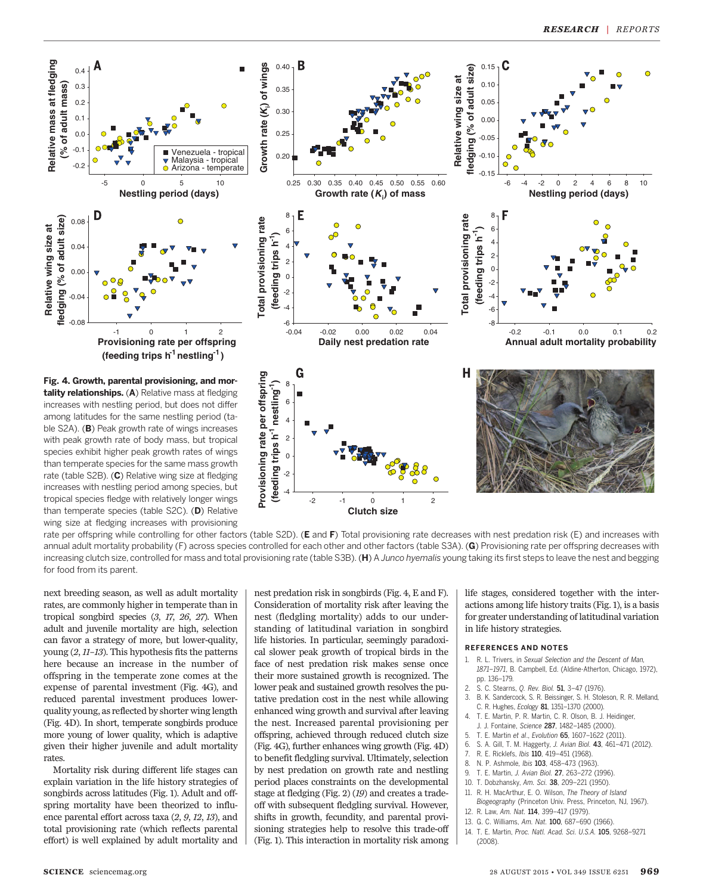**Fig. 4. Growth, parental provisioning, and mortality relationships.** (**A**) Relative mass at fledging increases with nestling period, but does not differ among latitudes for the same nestling period (table S2A). (**B**) Peak growth rate of wings increases with peak growth rate of body mass, but tropical species exhibit higher peak growth rates of wings than temperate species for the same mass growth rate (table S2B). (**C**) Relative wing size at fledging increases with nestling period among species, but tropical species fledge with relatively longer wings than temperate species (table S2C). (**D**) Relative wing size at fledging increases with provisioning rate per offspring while controlling for other factors (table S2D). (**E** and **F**) Total provisioning rate decreases with nest predation risk (E) and increases with annual adult mortality probability (F) across species controlled for each other and other factors (table S3A). (**G**) Provisioning rate per offspring decreases with increasing clutch size, controlled for mass and total provisioning rate (table S3B). (**H**) A *Junco hyemalis* young taking its first steps to leave the nest and begging for food from its parent.

next breeding season, as well as adult mortality rates, are commonly higher in temperate than in tropical songbird species (*3*, *17*, *26*, *27*). When adult and juvenile mortality are high, selection can favor a strategy of more, but lower-quality, young (*2*, *11*–*13*). This hypothesis fits the patterns here because an increase in the number of offspring in the temperate zone comes at the expense of parental investment (Fig. 4G), and reduced parental investment produces lower-quality young, as reflected by shorter wing length (Fig. 4D). In short, temperate songbirds produce more young of lower quality, which is adaptive given their higher juvenile and adult mortality rates.

Mortality risk during different life stages can explain variation in the life history strategies of songbirds across latitudes (Fig. 1). Adult and offspring mortality have been theorized to influence parental effort across taxa (*2*, *9*, *12*, *13*), and total provisioning rate (which reflects parental effort) is well explained by adult mortality and nest predation risk in songbirds (Fig. 4, E and F). Consideration of mortality risk after leaving the nest (fledgling mortality) adds to our understanding of latitudinal variation in songbird life histories. In particular, seemingly paradoxical slower peak growth of tropical birds in the face of nest predation risk makes sense once their more sustained growth is recognized. The lower peak and sustained growth resolves the putative predation cost in the nest while allowing enhanced wing growth and survival after leaving the nest. Increased parental provisioning per offspring, achieved through reduced clutch size (Fig. 4G), further enhances wing growth (Fig. 4D) to benefit fledgling survival. Ultimately, selection by nest predation on growth rate and nestling period places constraints on the developmental stage at fledging (Fig. 2) (*19*) and creates a tradeoff with subsequent fledgling survival. However, shifts in growth, fecundity, and parental provisioning strategies help to resolve this trade-off (Fig. 1). This interaction in mortality risk among life stages, considered together with the interactions among life history traits (Fig. 1), is a basis for greater understanding of latitudinal variation in life history strategies.

## REFERENCES AND NOTES

1. R. L. Trivers, in *Sexual Selection and the Descent of Man, 1871–1971*, B. Campbell, Ed. (Aldine-Atherton, Chicago, 1972), pp. 136–179.
2. S. C. Stearns, *Q. Rev. Biol.* **51**, 3–47 (1976).
3. B. K. Sandercock, S. R. Beissinger, S. H. Stoleson, R. R. Melland, C. R. Hughes, *Ecology* **81**, 1351–1370 (2000).
4. T. E. Martin, P. R. Martin, C. R. Olson, B. J. Heidinger, J. J. Fontaine, *Science* **287**, 1482–1485 (2000).
5. T. E. Martin *et al.*, *Evolution* **65**, 1607–1622 (2011).
6. S. A. Gill, T. M. Haggerty, *J. Avian Biol.* **43**, 461–471 (2012).
7. R. E. Ricklefs, *Ibis* **110**, 419–451 (1968).
8. N. P. Ashmole, *Ibis* **103**, 458–473 (1963).
9. T. E. Martin, *J. Avian Biol.* **27**, 263–272 (1996).
10. T. Dobzhansky, *Am. Sci.* **38**, 209–221 (1950).
11. R. H. MacArthur, E. O. Wilson, *The Theory of Island Biogeography* (Princeton Univ. Press, Princeton, NJ, 1967).
12. R. Law, *Am. Nat.* **114**, 399–417 (1979).
13. G. C. Williams, *Am. Nat.* **100**, 687–690 (1966).
14. T. E. Martin, *Proc. Natl. Acad. Sci. U.S.A.* **105**, 9268–9271 (2008).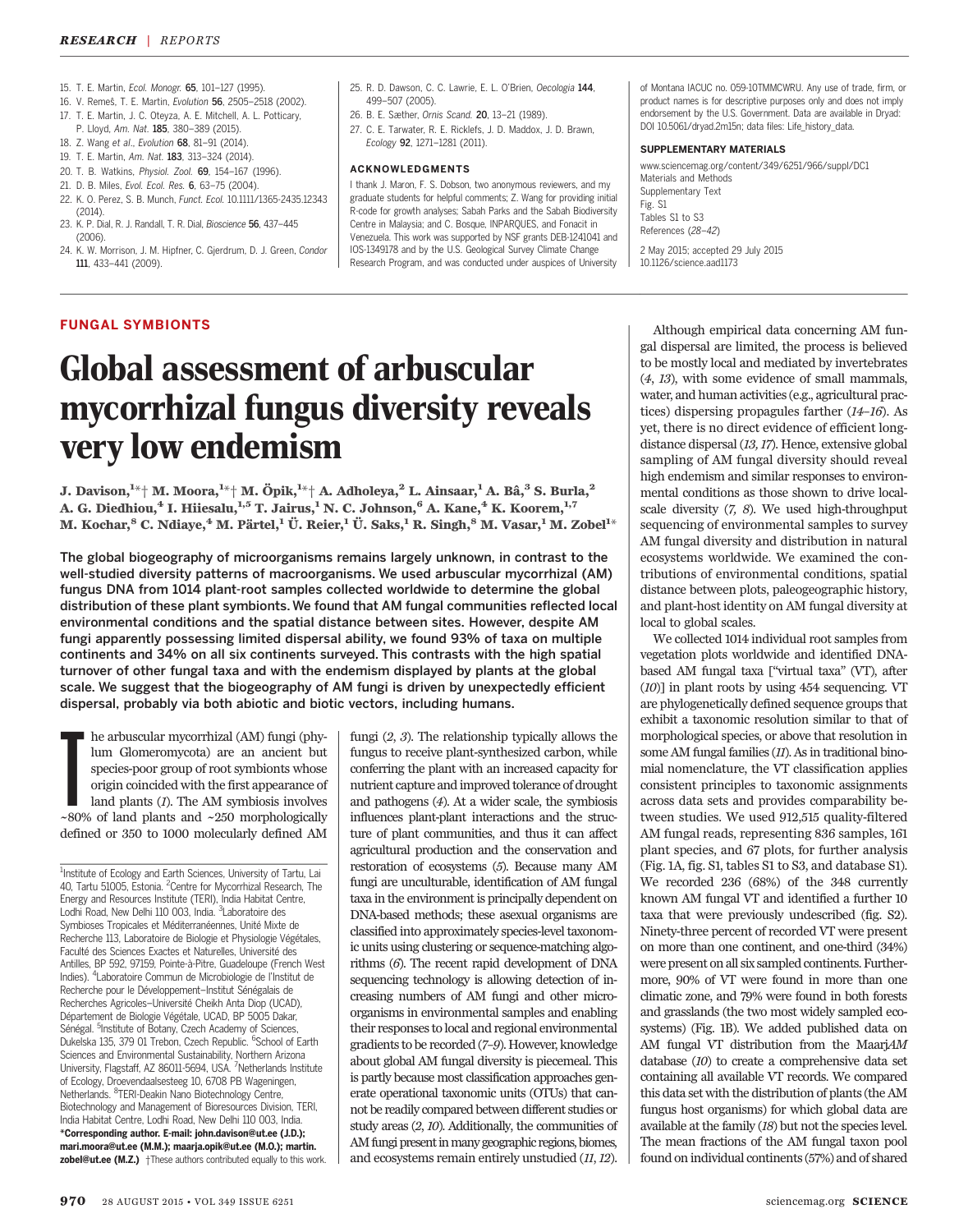15. T. E. Martin, *Ecol. Monogr.* **65**, 101–127 (1995).
16. V. Remeš, T. E. Martin, *Evolution* **56**, 2505–2518 (2002).
17. T. E. Martin, J. C. Oteyza, A. E. Mitchell, A. L. Potticary, P. Lloyd, *Am. Nat.* **185**, 380–389 (2015).
18. Z. Wang *et al.*, *Evolution* **68**, 81–91 (2014).
19. T. E. Martin, *Am. Nat.* **183**, 313–324 (2014).
20. T. B. Watkins, *Physiol. Zool.* **69**, 154–167 (1996).
21. D. B. Miles, *Evol. Ecol. Res.* **6**, 63–75 (2004).
22. K. O. Perez, S. B. Munch, *Funct. Ecol.* 10.1111/1365-2435.12343 (2014).
23. K. P. Dial, R. J. Randall, T. R. Dial, *Bioscience* **56**, 437–445 (2006).
24. K. W. Morrison, J. M. Hipfner, C. Gjerdrum, D. J. Green, *Condor* **111**, 433–441 (2009).
25. R. D. Dawson, C. C. Lawrie, E. L. O'Brien, *Oecologia* **144**, 499–507 (2005).
26. B. E. Sæther, *Ornis Scand.* **20**, 13–21 (1989).
27. C. E. Tarwater, R. E. Ricklefs, J. D. Maddox, J. D. Brawn, *Ecology* **92**, 1271–1281 (2011).

## ACKNOWLEDGMENTS

I thank J. Maron, F. S. Dobson, two anonymous reviewers, and my graduate students for helpful comments; Z. Wang for providing initial R-code for growth analyses; Sabah Parks and the Sabah Biodiversity Centre in Malaysia; and C. Bosque, INPARQUES, and Fonacit in Venezuela. This work was supported by NSF grants DEB-1241041 and IOS-1349178 and by the U.S. Geological Survey Climate Change Research Program, and was conducted under auspices of University of Montana IACUC no. 059-10TMMCWRU. Any use of trade, firm, or product names is for descriptive purposes only and does not imply endorsement by the U.S. Government. Data are available in Dryad: DOI 10.5061/dryad.2m15n; data files: Life_history_data.

## SUPPLEMENTARY MATERIALS

www.sciencemag.org/content/349/6251/966/suppl/DC1
Materials and Methods
Supplementary Text
Fig. S1
Tables S1 to S3
References (*28–42*)

2 May 2015; accepted 29 July 2015
10.1126/science.aad1173

**FUNGAL SYMBIONTS**

# Global assessment of arbuscular mycorrhizal fungus diversity reveals very low endemism

**J. Davison,[1]*† M. Moora,[1]*† M. Öpik,[1]*† A. Adholeya,[2] L. Ainsaar,[1] A. Bâ,[3] S. Burla,[2] A. G. Diedhiou,[4] I. Hiiesalu,[1,5] T. Jairus,[1] N. C. Johnson,[6] A. Kane,[4] K. Koorem,[1,7] M. Kochar,[8] C. Ndiaye,[4] M. Pärtel,[1] Ü. Reier,[1] Ü. Saks,[1] R. Singh,[8] M. Vasar,[1] M. Zobel[1]***

**The global biogeography of microorganisms remains largely unknown, in contrast to the well-studied diversity patterns of macroorganisms. We used arbuscular mycorrhizal (AM) fungus DNA from 1014 plant-root samples collected worldwide to determine the global distribution of these plant symbionts. We found that AM fungal communities reflected local environmental conditions and the spatial distance between sites. However, despite AM fungi apparently possessing limited dispersal ability, we found 93% of taxa on multiple continents and 34% on all six continents surveyed. This contrasts with the high spatial turnover of other fungal taxa and with the endemism displayed by plants at the global scale. We suggest that the biogeography of AM fungi is driven by unexpectedly efficient dispersal, probably via both abiotic and biotic vectors, including humans.**

The arbuscular mycorrhizal (AM) fungi (phylum Glomeromycota) are an ancient but species-poor group of root symbionts whose origin coincided with the first appearance of land plants (*1*). The AM symbiosis involves ~80% of land plants and ~250 morphologically defined or 350 to 1000 molecularly defined AM fungi (*2*, *3*). The relationship typically allows the fungus to receive plant-synthesized carbon, while conferring the plant with an increased capacity for nutrient capture and improved tolerance of drought and pathogens (*4*). At a wider scale, the symbiosis influences plant-plant interactions and the structure of plant communities, and thus it can affect agricultural production and the conservation and restoration of ecosystems (*5*). Because many AM fungi are unculturable, identification of AM fungal taxa in the environment is principally dependent on DNA-based methods; these asexual organisms are classified into approximately species-level taxonomic units using clustering or sequence-matching algorithms (*6*). The recent rapid development of DNA sequencing technology is allowing detection of increasing numbers of AM fungi and other microorganisms in environmental samples and enabling their responses to local and regional environmental gradients to be recorded (*7*–*9*). However, knowledge about global AM fungal diversity is piecemeal. This is partly because most classification approaches generate operational taxonomic units (OTUs) that cannot be readily compared between different studies or study areas (*2*, *10*). Additionally, the communities of AM fungi present in many geographic regions, biomes, and ecosystems remain entirely unstudied (*11*, *12*).

Although empirical data concerning AM fungal dispersal are limited, the process is believed to be mostly local and mediated by invertebrates (*4*, *13*), with some evidence of small mammals, water, and human activities (e.g., agricultural practices) dispersing propagules farther (*14*–*16*). As yet, there is no direct evidence of efficient long-distance dispersal (*13*, *17*). Hence, extensive global sampling of AM fungal diversity should reveal high endemism and similar responses to environmental conditions as those shown to drive local-scale diversity (*7*, *8*). We used high-throughput sequencing of environmental samples to survey AM fungal diversity and distribution in natural ecosystems worldwide. We examined the contributions of environmental conditions, spatial distance between plots, paleogeographic history, and plant-host identity on AM fungal diversity at local to global scales.

We collected 1014 individual root samples from vegetation plots worldwide and identified DNA-based AM fungal taxa ["virtual taxa" (VT), after (*10*)] in plant roots by using 454 sequencing. VT are phylogenetically defined sequence groups that exhibit a taxonomic resolution similar to that of morphological species, or above that resolution in some AM fungal families (*11*). As in traditional binomial nomenclature, the VT classification applies consistent principles to taxonomic assignments across data sets and provides comparability between studies. We used 912,515 quality-filtered AM fungal reads, representing 836 samples, 161 plant species, and 67 plots, for further analysis (Fig. 1A, fig. S1, tables S1 to S3, and database S1). We recorded 236 (68%) of the 348 currently known AM fungal VT and identified a further 10 taxa that were previously undescribed (fig. S2). Ninety-three percent of recorded VT were present on more than one continent, and one-third (34%) were present on all six sampled continents. Furthermore, 90% of VT were found in more than one climatic zone, and 79% were found in both forests and grasslands (the two most widely sampled ecosystems) (Fig. 1B). We added published data on AM fungal VT distribution from the Maarj*AM* database (*10*) to create a comprehensive data set containing all available VT records. We compared this data set with the distribution of plants (the AM fungus host organisms) for which global data are available at the family (*18*) but not the species level. The mean fractions of the AM fungal taxon pool found on individual continents (57%) and of shared

[1]Institute of Ecology and Earth Sciences, University of Tartu, Lai 40, Tartu 51005, Estonia. [2]Centre for Mycorrhizal Research, The Energy and Resources Institute (TERI), India Habitat Centre, Lodhi Road, New Delhi 110 003, India. [3]Laboratoire des Symbioses Tropicales et Méditerranéennes, Unité Mixte de Recherche 113, Laboratoire de Biologie et Physiologie Végétales, Faculté des Sciences Exactes et Naturelles, Université des Antilles, BP 592, 97159, Pointe-à-Pitre, Guadeloupe (French West Indies). [4]Laboratoire Commun de Microbiologie de l'Institut de Recherche pour le Développement–Institut Sénégalais de Recherches Agricoles–Université Cheikh Anta Diop (UCAD), Département de Biologie Végétale, UCAD, BP 5005 Dakar, Sénégal. [5]Institute of Botany, Czech Academy of Sciences, Dukelska 135, 379 01 Trebon, Czech Republic. [6]School of Earth Sciences and Environmental Sustainability, Northern Arizona University, Flagstaff, AZ 86011-5694, USA. [7]Netherlands Institute of Ecology, Droevendaalsesteeg 10, 6708 PB Wageningen, Netherlands. [8]TERI-Deakin Nano Biotechnology Centre, Biotechnology and Management of Bioresources Division, TERI, India Habitat Centre, Lodhi Road, New Delhi 110 003, India.
***Corresponding author. E-mail: john.davison@ut.ee (J.D.); mari.moora@ut.ee (M.M.); maarja.opik@ut.ee (M.O.); martin.zobel@ut.ee (M.Z.)** †These authors contributed equally to this work.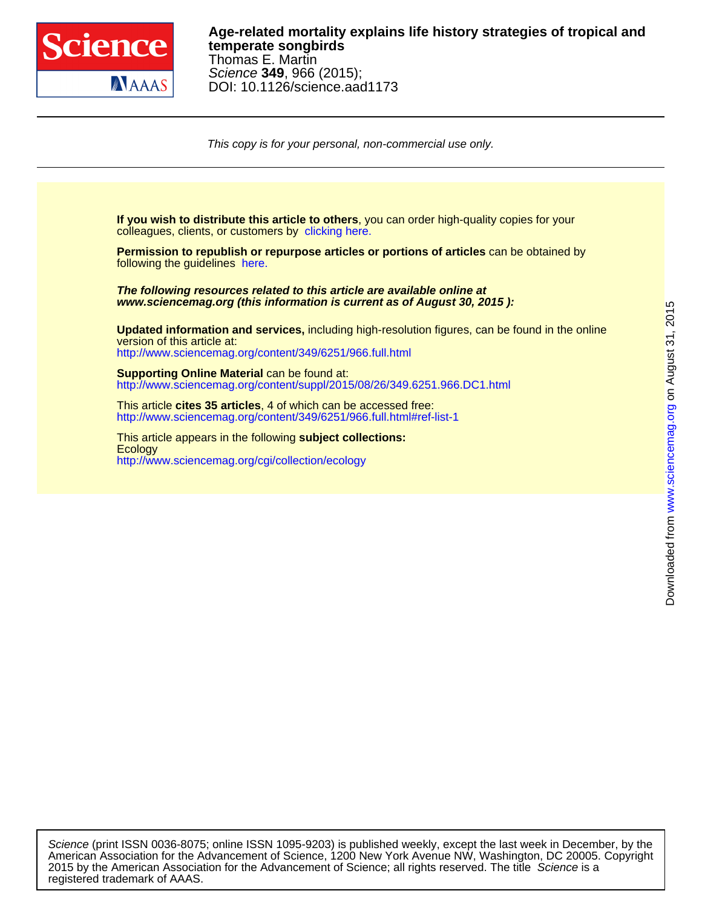**Age-related mortality explains life history strategies of tropical and temperate songbirds**

Thomas E. Martin

*Science* **349**, 966 (2015);

DOI: 10.1126/science.aad1173

*This copy is for your personal, non-commercial use only.*

**If you wish to distribute this article to others**, you can order high-quality copies for your colleagues, clients, or customers by clicking here.

**Permission to republish or repurpose articles or portions of articles** can be obtained by following the guidelines here.

***The following resources related to this article are available online at www.sciencemag.org (this information is current as of August 30, 2015 ):***

**Updated information and services,** including high-resolution figures, can be found in the online version of this article at:
http://www.sciencemag.org/content/349/6251/966.full.html

**Supporting Online Material** can be found at:
http://www.sciencemag.org/content/suppl/2015/08/26/349.6251.966.DC1.html

This article **cites 35 articles**, 4 of which can be accessed free:
http://www.sciencemag.org/content/349/6251/966.full.html#ref-list-1

This article appears in the following **subject collections:**
Ecology
http://www.sciencemag.org/cgi/collection/ecology

*Science* (print ISSN 0036-8075; online ISSN 1095-9203) is published weekly, except the last week in December, by the American Association for the Advancement of Science, 1200 New York Avenue NW, Washington, DC 20005. Copyright 2015 by the American Association for the Advancement of Science; all rights reserved. The title *Science* is a registered trademark of AAAS.